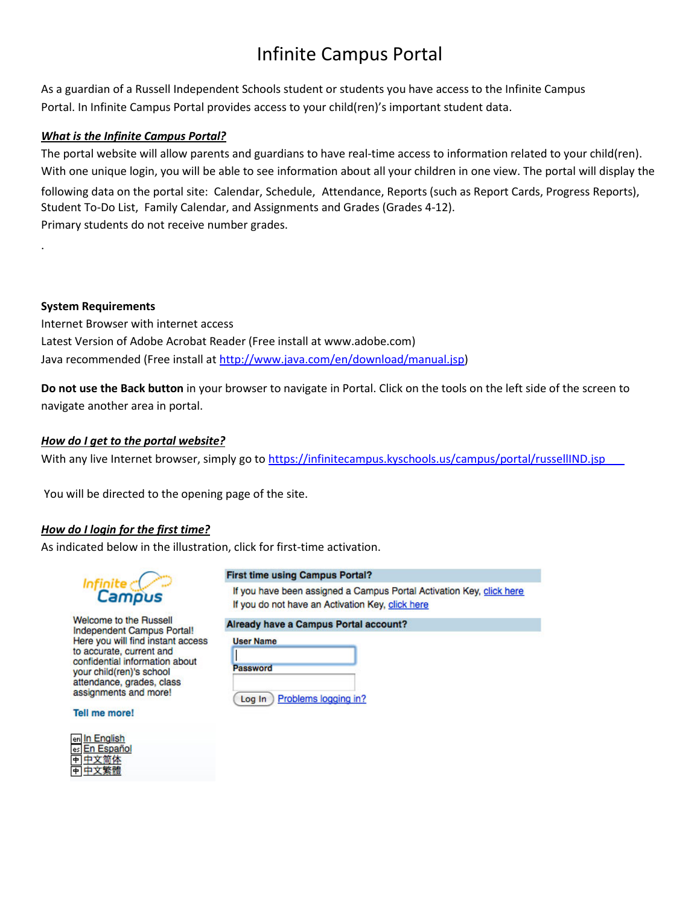# Infinite Campus Portal

As a guardian of a Russell Independent Schools student or students you have access to the Infinite Campus Portal. In Infinite Campus Portal provides access to your child(ren)'s important student data.

***What is the Infinite Campus Portal?***

The portal website will allow parents and guardians to have real-time access to information related to your child(ren). With one unique login, you will be able to see information about all your children in one view. The portal will display the following data on the portal site: Calendar, Schedule, Attendance, Reports (such as Report Cards, Progress Reports), Student To-Do List, Family Calendar, and Assignments and Grades (Grades 4-12).

Primary students do not receive number grades.

.

**System Requirements**

Internet Browser with internet access

Latest Version of Adobe Acrobat Reader (Free install at www.adobe.com)

Java recommended (Free install at http://www.java.com/en/download/manual.jsp)

**Do not use the Back button** in your browser to navigate in Portal. Click on the tools on the left side of the screen to navigate another area in portal.

***How do I get to the portal website?***

With any live Internet browser, simply go to https://infinitecampus.kyschools.us/campus/portal/russellIND.jsp

You will be directed to the opening page of the site.

***How do I login for the first time?***

As indicated below in the illustration, click for first-time activation.

Infinite Campus

Welcome to the Russell Independent Campus Portal! Here you will find instant access to accurate, current and confidential information about your child(ren)'s school attendance, grades, class assignments and more!

Tell me more!

en In English
es En Español
中 中文简体
中 中文繁體

**First time using Campus Portal?**

If you have been assigned a Campus Portal Activation Key, click here

If you do not have an Activation Key, click here

**Already have a Campus Portal account?**

User Name

Password

Log In  Problems logging in?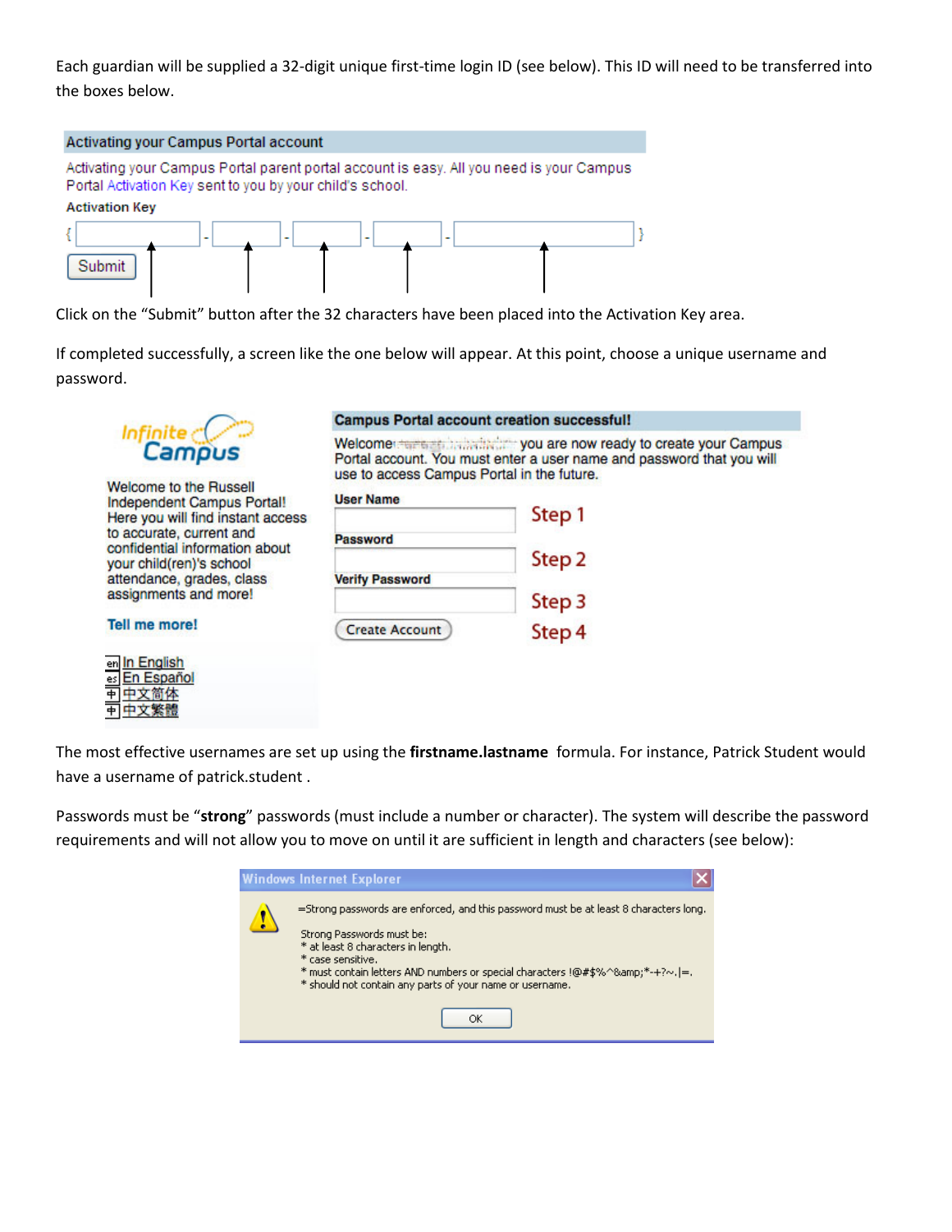Each guardian will be supplied a 32-digit unique first-time login ID (see below). This ID will need to be transferred into the boxes below.

Activating your Campus Portal account

Activating your Campus Portal parent portal account is easy. All you need is your Campus Portal Activation Key sent to you by your child's school.

Activation Key

{ [ ] - [ ] - [ ] - [ ] - [ ] }

Submit

Click on the "Submit" button after the 32 characters have been placed into the Activation Key area.

If completed successfully, a screen like the one below will appear. At this point, choose a unique username and password.

Infinite Campus

Welcome to the Russell Independent Campus Portal! Here you will find instant access to accurate, current and confidential information about your child(ren)'s school attendance, grades, class assignments and more!

Tell me more!

In English
En Español
中文简体
中文繁體

Campus Portal account creation successful!

Welcome ... you are now ready to create your Campus Portal account. You must enter a user name and password that you will use to access Campus Portal in the future.

User Name — Step 1

Password — Step 2

Verify Password — Step 3

Create Account — Step 4

The most effective usernames are set up using the **firstname.lastname** formula. For instance, Patrick Student would have a username of patrick.student .

Passwords must be "**strong**" passwords (must include a number or character). The system will describe the password requirements and will not allow you to move on until it are sufficient in length and characters (see below):

Windows Internet Explorer

=Strong passwords are enforced, and this password must be at least 8 characters long.

Strong Passwords must be:
* at least 8 characters in length.
* case sensitive.
* must contain letters AND numbers or special characters !@#$%^&amp;*-+?~.|=.
* should not contain any parts of your name or username.

OK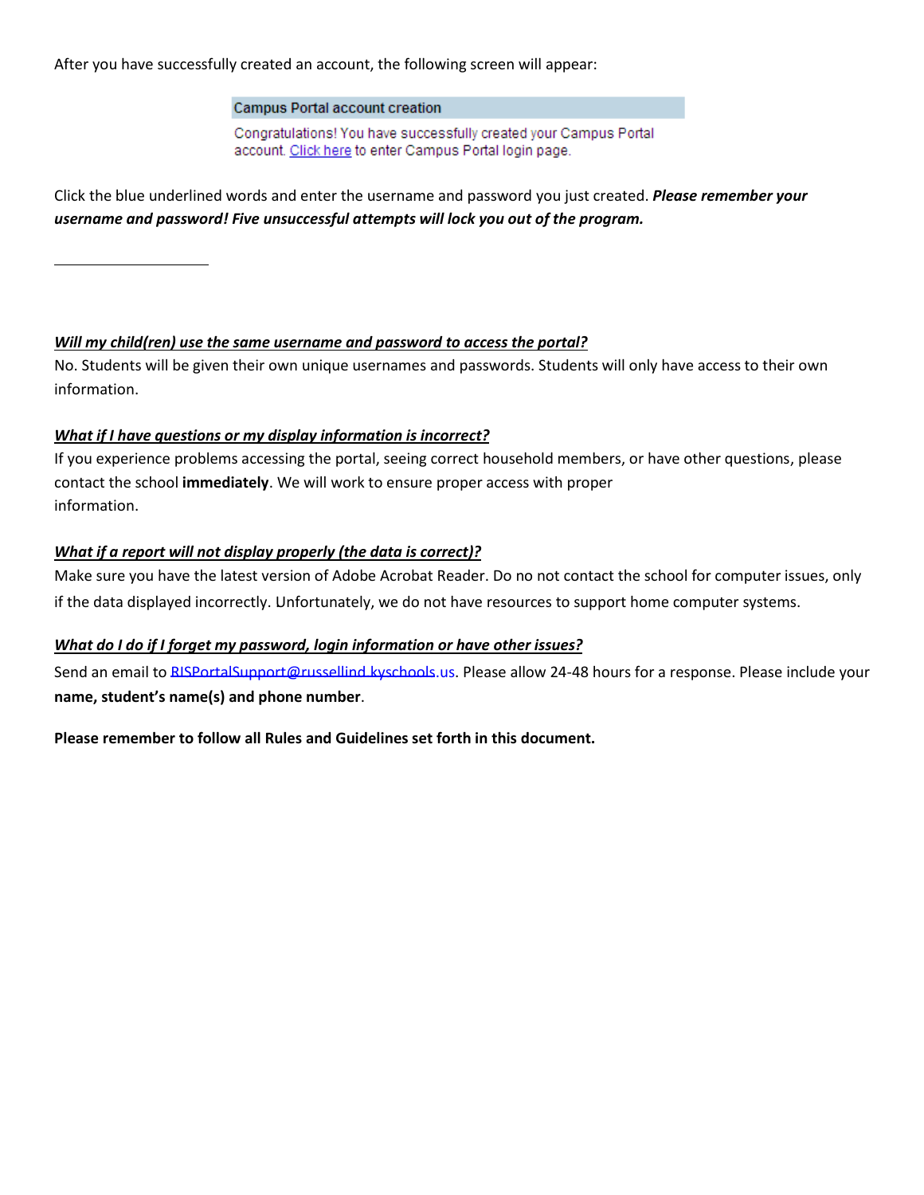After you have successfully created an account, the following screen will appear:

Campus Portal account creation

Congratulations! You have successfully created your Campus Portal account. Click here to enter Campus Portal login page.

Click the blue underlined words and enter the username and password you just created. ***Please remember your username and password! Five unsuccessful attempts will lock you out of the program.***

---

***Will my child(ren) use the same username and password to access the portal?***

No. Students will be given their own unique usernames and passwords. Students will only have access to their own information.

***What if I have questions or my display information is incorrect?***

If you experience problems accessing the portal, seeing correct household members, or have other questions, please contact the school **immediately**. We will work to ensure proper access with proper information.

***What if a report will not display properly (the data is correct)?***

Make sure you have the latest version of Adobe Acrobat Reader. Do no not contact the school for computer issues, only if the data displayed incorrectly. Unfortunately, we do not have resources to support home computer systems.

***What do I do if I forget my password, login information or have other issues?***

Send an email to RISPortalSupport@russellind.kyschools.us. Please allow 24-48 hours for a response. Please include your **name, student's name(s) and phone number**.

**Please remember to follow all Rules and Guidelines set forth in this document.**